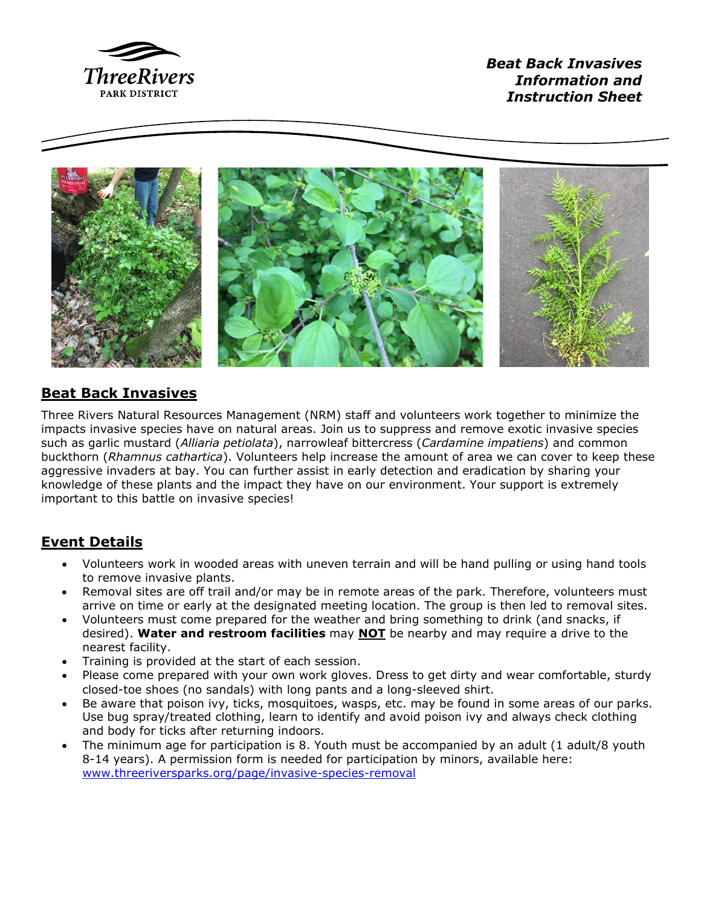**Beat Back Invasives Information and Instruction Sheet**

## Beat Back Invasives

Three Rivers Natural Resources Management (NRM) staff and volunteers work together to minimize the impacts invasive species have on natural areas. Join us to suppress and remove exotic invasive species such as garlic mustard (*Alliaria petiolata*), narrowleaf bittercress (*Cardamine impatiens*) and common buckthorn (*Rhamnus cathartica*). Volunteers help increase the amount of area we can cover to keep these aggressive invaders at bay. You can further assist in early detection and eradication by sharing your knowledge of these plants and the impact they have on our environment. Your support is extremely important to this battle on invasive species!

## Event Details

- Volunteers work in wooded areas with uneven terrain and will be hand pulling or using hand tools to remove invasive plants.
- Removal sites are off trail and/or may be in remote areas of the park. Therefore, volunteers must arrive on time or early at the designated meeting location. The group is then led to removal sites.
- Volunteers must come prepared for the weather and bring something to drink (and snacks, if desired). **Water and restroom facilities** may **NOT** be nearby and may require a drive to the nearest facility.
- Training is provided at the start of each session.
- Please come prepared with your own work gloves. Dress to get dirty and wear comfortable, sturdy closed-toe shoes (no sandals) with long pants and a long-sleeved shirt.
- Be aware that poison ivy, ticks, mosquitoes, wasps, etc. may be found in some areas of our parks. Use bug spray/treated clothing, learn to identify and avoid poison ivy and always check clothing and body for ticks after returning indoors.
- The minimum age for participation is 8. Youth must be accompanied by an adult (1 adult/8 youth 8-14 years). A permission form is needed for participation by minors, available here: [www.threeriversparks.org/page/invasive-species-removal](http://www.threeriversparks.org/page/invasive-species-removal)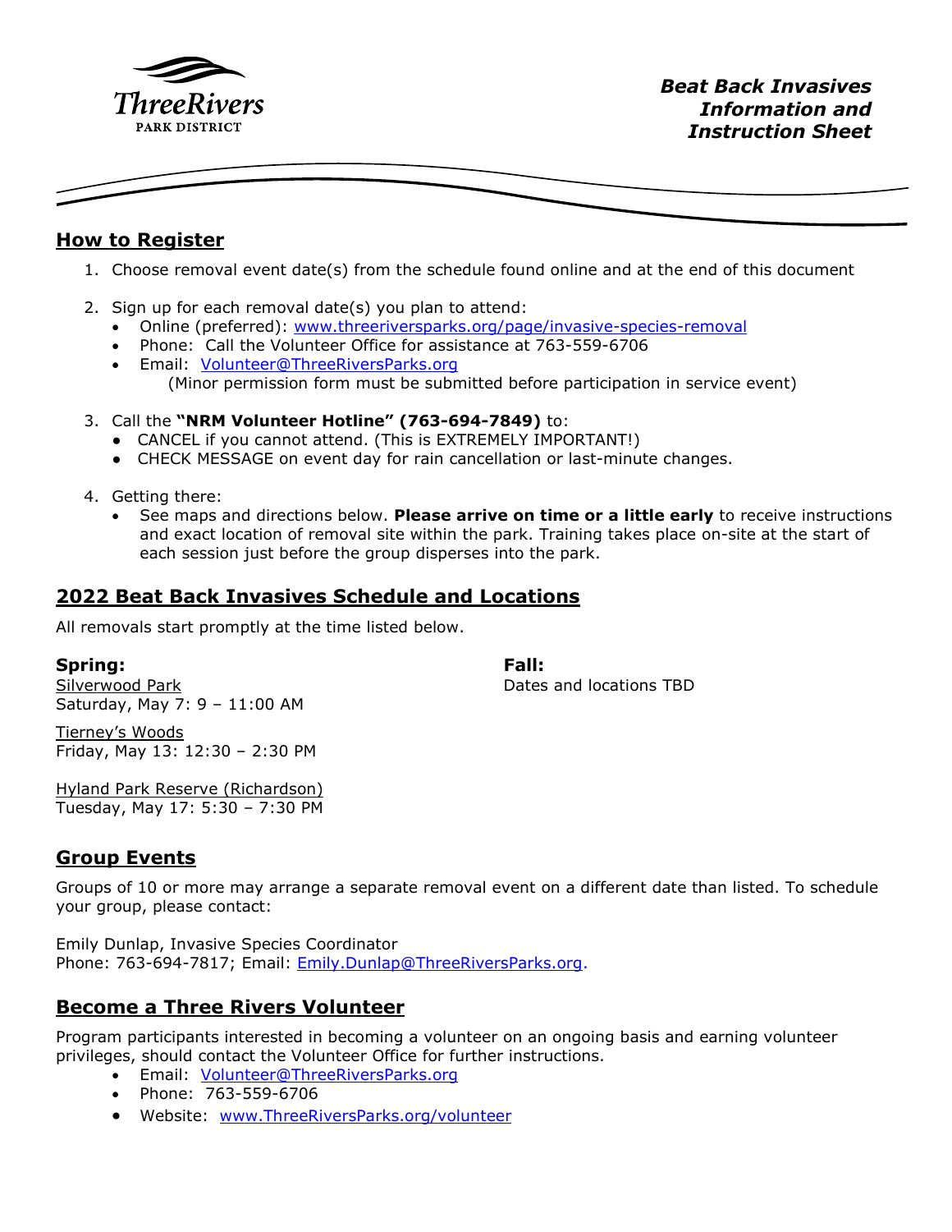**Beat Back Invasives Information and Instruction Sheet**

## How to Register

1. Choose removal event date(s) from the schedule found online and at the end of this document

2. Sign up for each removal date(s) you plan to attend:
   - Online (preferred): www.threeriversparks.org/page/invasive-species-removal
   - Phone: Call the Volunteer Office for assistance at 763-559-6706
   - Email: Volunteer@ThreeRiversParks.org

     (Minor permission form must be submitted before participation in service event)

3. Call the **"NRM Volunteer Hotline" (763-694-7849)** to:
   - CANCEL if you cannot attend. (This is EXTREMELY IMPORTANT!)
   - CHECK MESSAGE on event day for rain cancellation or last-minute changes.

4. Getting there:
   - See maps and directions below. **Please arrive on time or a little early** to receive instructions and exact location of removal site within the park. Training takes place on-site at the start of each session just before the group disperses into the park.

## 2022 Beat Back Invasives Schedule and Locations

All removals start promptly at the time listed below.

**Spring:**

Silverwood Park
Saturday, May 7: 9 – 11:00 AM

Tierney's Woods
Friday, May 13: 12:30 – 2:30 PM

Hyland Park Reserve (Richardson)
Tuesday, May 17: 5:30 – 7:30 PM

**Fall:**

Dates and locations TBD

## Group Events

Groups of 10 or more may arrange a separate removal event on a different date than listed. To schedule your group, please contact:

Emily Dunlap, Invasive Species Coordinator
Phone: 763-694-7817; Email: Emily.Dunlap@ThreeRiversParks.org.

## Become a Three Rivers Volunteer

Program participants interested in becoming a volunteer on an ongoing basis and earning volunteer privileges, should contact the Volunteer Office for further instructions.

- Email: Volunteer@ThreeRiversParks.org
- Phone: 763-559-6706
- Website: www.ThreeRiversParks.org/volunteer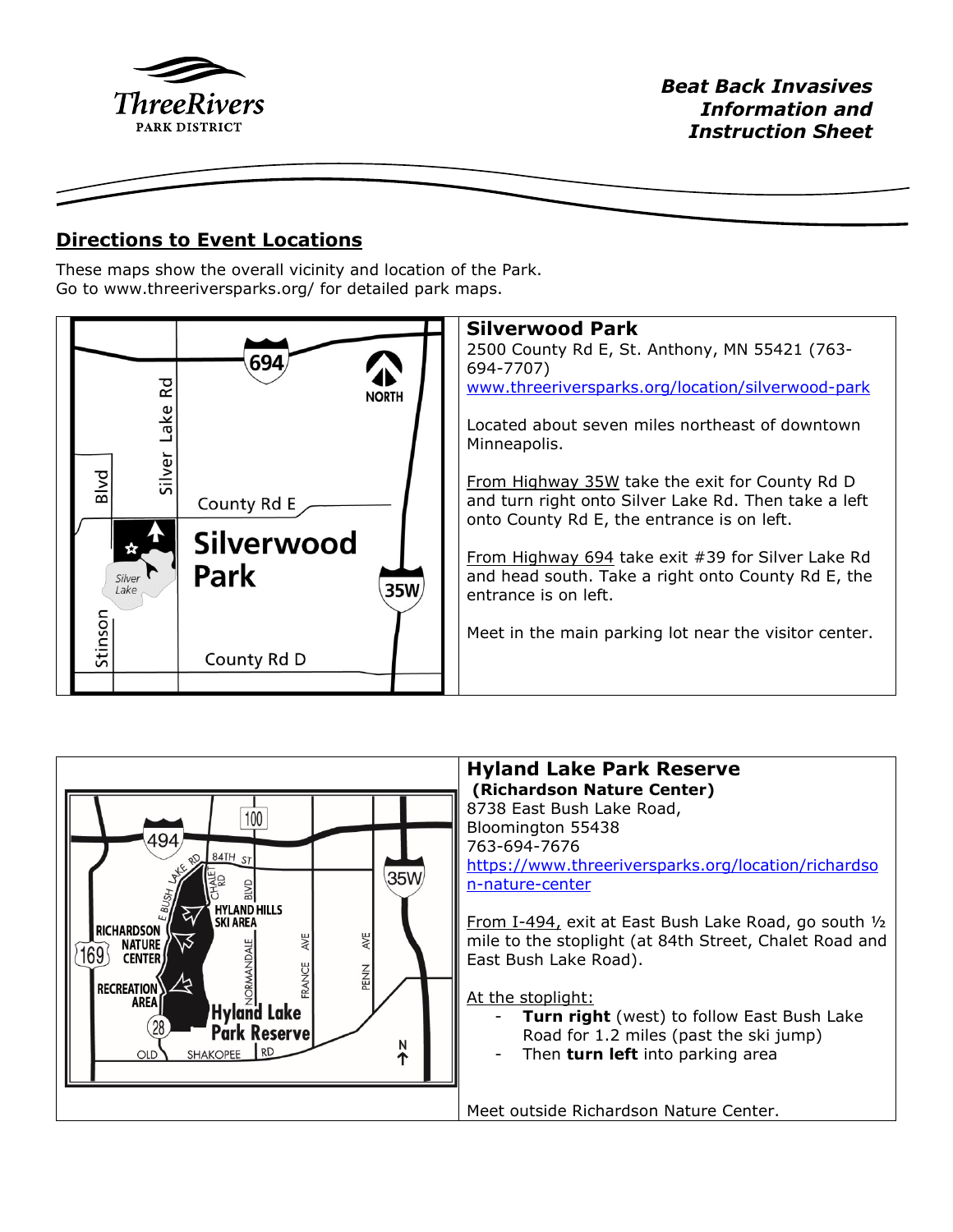**Beat Back Invasives Information and Instruction Sheet**

## Directions to Event Locations

These maps show the overall vicinity and location of the Park.
Go to www.threeriversparks.org/ for detailed park maps.

### Silverwood Park

2500 County Rd E, St. Anthony, MN 55421 (763-694-7707)
www.threeriversparks.org/location/silverwood-park

Located about seven miles northeast of downtown Minneapolis.

From Highway 35W take the exit for County Rd D and turn right onto Silver Lake Rd. Then take a left onto County Rd E, the entrance is on left.

From Highway 694 take exit #39 for Silver Lake Rd and head south. Take a right onto County Rd E, the entrance is on left.

Meet in the main parking lot near the visitor center.

### Hyland Lake Park Reserve

**(Richardson Nature Center)**

8738 East Bush Lake Road,
Bloomington 55438
763-694-7676
https://www.threeriversparks.org/location/richardson-nature-center

From I-494, exit at East Bush Lake Road, go south ½ mile to the stoplight (at 84th Street, Chalet Road and East Bush Lake Road).

At the stoplight:

- **Turn right** (west) to follow East Bush Lake Road for 1.2 miles (past the ski jump)
- Then **turn left** into parking area

Meet outside Richardson Nature Center.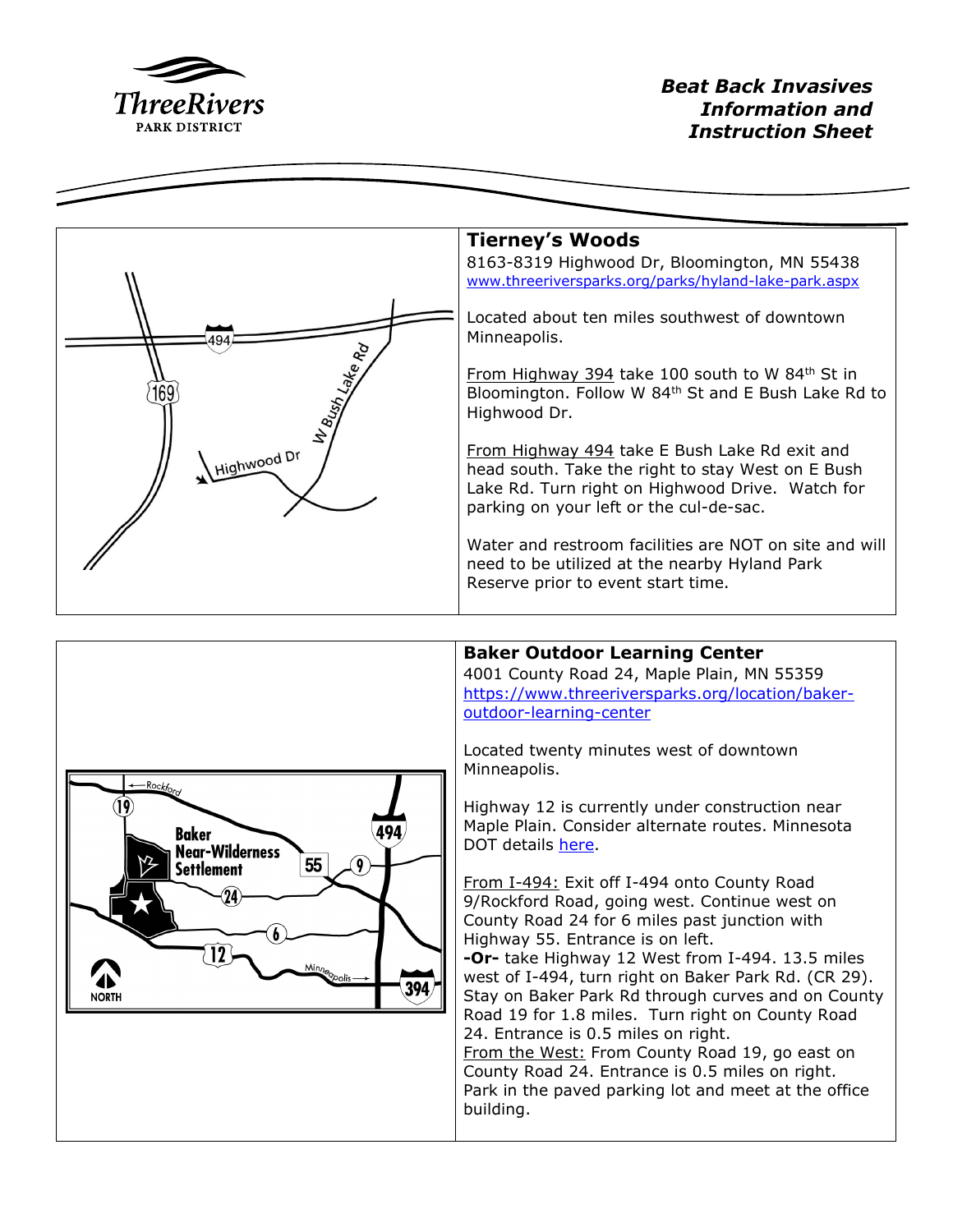*ThreeRivers*
PARK DISTRICT

***Beat Back Invasives Information and Instruction Sheet***

169
494
W Bush Lake Rd
Highwood Dr

## Tierney's Woods

8163-8319 Highwood Dr, Bloomington, MN 55438
www.threeriversparks.org/parks/hyland-lake-park.aspx

Located about ten miles southwest of downtown Minneapolis.

From Highway 394 take 100 south to W 84th St in Bloomington. Follow W 84th St and E Bush Lake Rd to Highwood Dr.

From Highway 494 take E Bush Lake Rd exit and head south. Take the right to stay West on E Bush Lake Rd. Turn right on Highwood Drive. Watch for parking on your left or the cul-de-sac.

Water and restroom facilities are NOT on site and will need to be utilized at the nearby Hyland Park Reserve prior to event start time.

Rockford
19
Baker Near-Wilderness Settlement
494
55
9
24
6
12
Minneapolis
394
NORTH

## Baker Outdoor Learning Center

4001 County Road 24, Maple Plain, MN 55359
https://www.threeriversparks.org/location/baker-outdoor-learning-center

Located twenty minutes west of downtown Minneapolis.

Highway 12 is currently under construction near Maple Plain. Consider alternate routes. Minnesota DOT details here.

From I-494: Exit off I-494 onto County Road 9/Rockford Road, going west. Continue west on County Road 24 for 6 miles past junction with Highway 55. Entrance is on left.
**-Or-** take Highway 12 West from I-494. 13.5 miles west of I-494, turn right on Baker Park Rd. (CR 29). Stay on Baker Park Rd through curves and on County Road 19 for 1.8 miles. Turn right on County Road 24. Entrance is 0.5 miles on right.
From the West: From County Road 19, go east on County Road 24. Entrance is 0.5 miles on right. Park in the paved parking lot and meet at the office building.